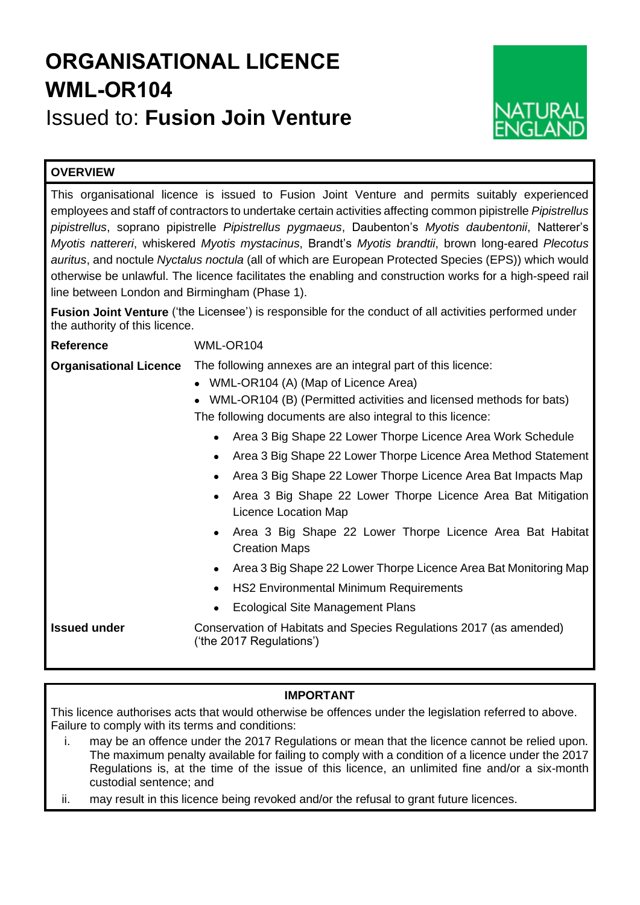# ORGANISATIONAL LICENCE WML-OR104

Issued to: **Fusion Join Venture**

NATURAL ENGLAND

**OVERVIEW**

This organisational licence is issued to Fusion Joint Venture and permits suitably experienced employees and staff of contractors to undertake certain activities affecting common pipistrelle *Pipistrellus pipistrellus*, soprano pipistrelle *Pipistrellus pygmaeus*, Daubenton's *Myotis daubentonii*, Natterer's *Myotis nattereri*, whiskered *Myotis mystacinus*, Brandt's *Myotis brandtii*, brown long-eared *Plecotus auritus*, and noctule *Nyctalus noctula* (all of which are European Protected Species (EPS)) which would otherwise be unlawful. The licence facilitates the enabling and construction works for a high-speed rail line between London and Birmingham (Phase 1).

**Fusion Joint Venture** ('the Licensee') is responsible for the conduct of all activities performed under the authority of this licence.

| | |
|---|---|
| **Reference** | WML-OR104 |
| **Organisational Licence** | The following annexes are an integral part of this licence:<br>• WML-OR104 (A) (Map of Licence Area)<br>• WML-OR104 (B) (Permitted activities and licensed methods for bats)<br>The following documents are also integral to this licence:<br>• Area 3 Big Shape 22 Lower Thorpe Licence Area Work Schedule<br>• Area 3 Big Shape 22 Lower Thorpe Licence Area Method Statement<br>• Area 3 Big Shape 22 Lower Thorpe Licence Area Bat Impacts Map<br>• Area 3 Big Shape 22 Lower Thorpe Licence Area Bat Mitigation Licence Location Map<br>• Area 3 Big Shape 22 Lower Thorpe Licence Area Bat Habitat Creation Maps<br>• Area 3 Big Shape 22 Lower Thorpe Licence Area Bat Monitoring Map<br>• HS2 Environmental Minimum Requirements<br>• Ecological Site Management Plans |
| **Issued under** | Conservation of Habitats and Species Regulations 2017 (as amended) ('the 2017 Regulations') |

**IMPORTANT**

This licence authorises acts that would otherwise be offences under the legislation referred to above. Failure to comply with its terms and conditions:

i. may be an offence under the 2017 Regulations or mean that the licence cannot be relied upon. The maximum penalty available for failing to comply with a condition of a licence under the 2017 Regulations is, at the time of the issue of this licence, an unlimited fine and/or a six-month custodial sentence; and

ii. may result in this licence being revoked and/or the refusal to grant future licences.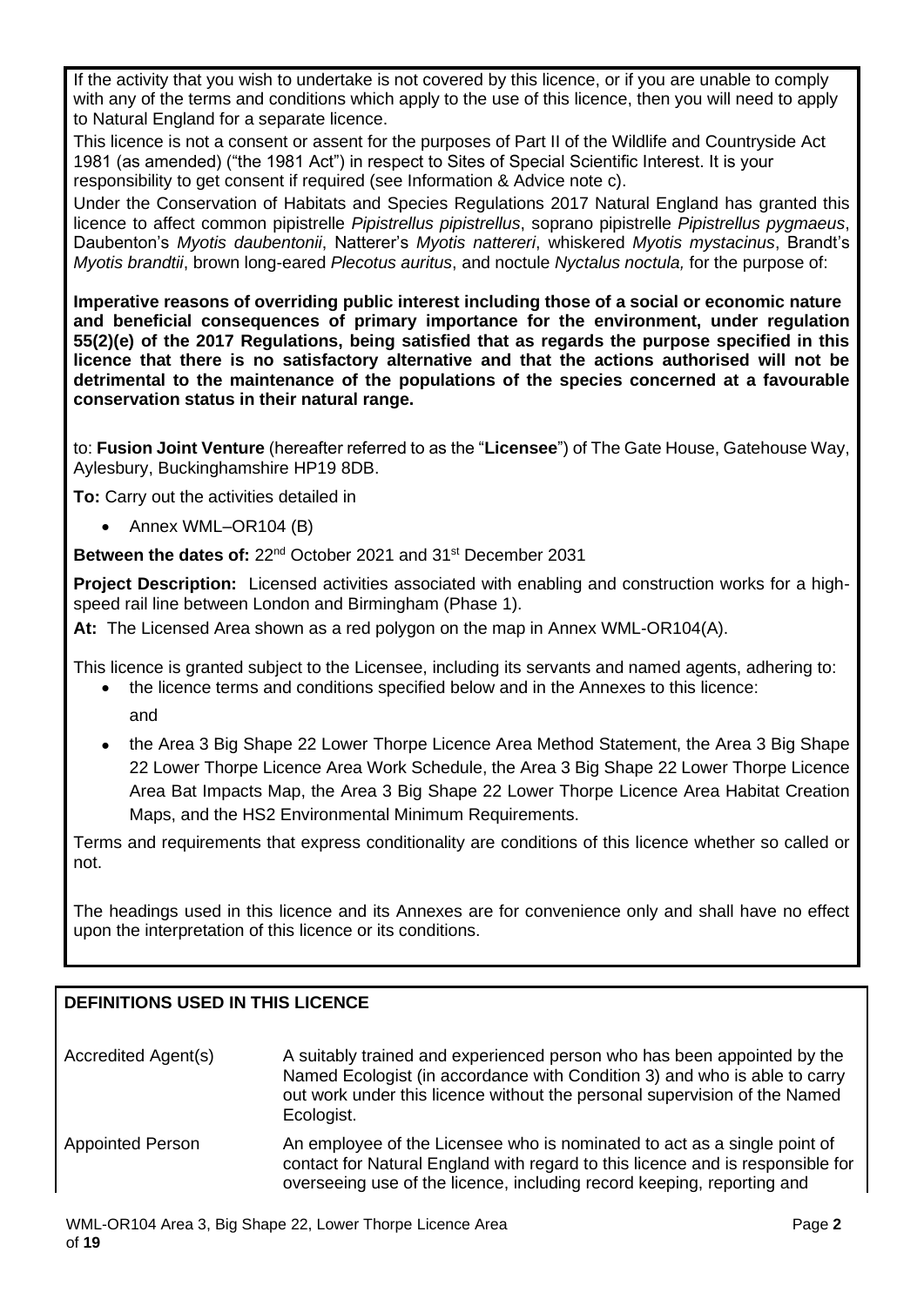If the activity that you wish to undertake is not covered by this licence, or if you are unable to comply with any of the terms and conditions which apply to the use of this licence, then you will need to apply to Natural England for a separate licence.

This licence is not a consent or assent for the purposes of Part II of the Wildlife and Countryside Act 1981 (as amended) ("the 1981 Act") in respect to Sites of Special Scientific Interest. It is your responsibility to get consent if required (see Information & Advice note c).

Under the Conservation of Habitats and Species Regulations 2017 Natural England has granted this licence to affect common pipistrelle *Pipistrellus pipistrellus*, soprano pipistrelle *Pipistrellus pygmaeus*, Daubenton's *Myotis daubentonii*, Natterer's *Myotis nattereri*, whiskered *Myotis mystacinus*, Brandt's *Myotis brandtii*, brown long-eared *Plecotus auritus*, and noctule *Nyctalus noctula,* for the purpose of:

**Imperative reasons of overriding public interest including those of a social or economic nature and beneficial consequences of primary importance for the environment, under regulation 55(2)(e) of the 2017 Regulations, being satisfied that as regards the purpose specified in this licence that there is no satisfactory alternative and that the actions authorised will not be detrimental to the maintenance of the populations of the species concerned at a favourable conservation status in their natural range.**

to: **Fusion Joint Venture** (hereafter referred to as the "**Licensee**") of The Gate House, Gatehouse Way, Aylesbury, Buckinghamshire HP19 8DB.

**To:** Carry out the activities detailed in

- Annex WML–OR104 (B)

**Between the dates of:** 22nd October 2021 and 31st December 2031

**Project Description:** Licensed activities associated with enabling and construction works for a high-speed rail line between London and Birmingham (Phase 1).

**At:** The Licensed Area shown as a red polygon on the map in Annex WML-OR104(A).

This licence is granted subject to the Licensee, including its servants and named agents, adhering to:

- the licence terms and conditions specified below and in the Annexes to this licence:

  and

- the Area 3 Big Shape 22 Lower Thorpe Licence Area Method Statement, the Area 3 Big Shape 22 Lower Thorpe Licence Area Work Schedule, the Area 3 Big Shape 22 Lower Thorpe Licence Area Bat Impacts Map, the Area 3 Big Shape 22 Lower Thorpe Licence Area Habitat Creation Maps, and the HS2 Environmental Minimum Requirements.

Terms and requirements that express conditionality are conditions of this licence whether so called or not.

The headings used in this licence and its Annexes are for convenience only and shall have no effect upon the interpretation of this licence or its conditions.

## DEFINITIONS USED IN THIS LICENCE

| | |
|---|---|
| Accredited Agent(s) | A suitably trained and experienced person who has been appointed by the Named Ecologist (in accordance with Condition 3) and who is able to carry out work under this licence without the personal supervision of the Named Ecologist. |
| Appointed Person | An employee of the Licensee who is nominated to act as a single point of contact for Natural England with regard to this licence and is responsible for overseeing use of the licence, including record keeping, reporting and |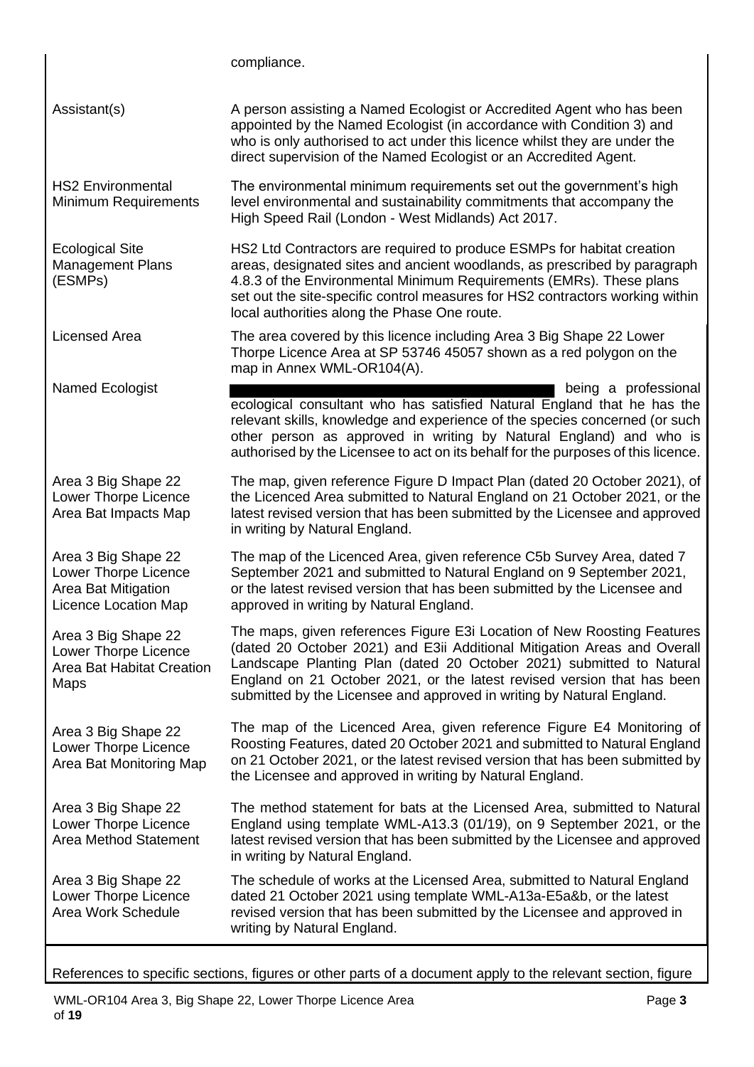| | |
|---|---|
| | compliance. |
| Assistant(s) | A person assisting a Named Ecologist or Accredited Agent who has been appointed by the Named Ecologist (in accordance with Condition 3) and who is only authorised to act under this licence whilst they are under the direct supervision of the Named Ecologist or an Accredited Agent. |
| HS2 Environmental Minimum Requirements | The environmental minimum requirements set out the government's high level environmental and sustainability commitments that accompany the High Speed Rail (London - West Midlands) Act 2017. |
| Ecological Site Management Plans (ESMPs) | HS2 Ltd Contractors are required to produce ESMPs for habitat creation areas, designated sites and ancient woodlands, as prescribed by paragraph 4.8.3 of the Environmental Minimum Requirements (EMRs). These plans set out the site-specific control measures for HS2 contractors working within local authorities along the Phase One route. |
| Licensed Area | The area covered by this licence including Area 3 Big Shape 22 Lower Thorpe Licence Area at SP 53746 45057 shown as a red polygon on the map in Annex WML-OR104(A). |
| Named Ecologist | being a professional ecological consultant who has satisfied Natural England that he has the relevant skills, knowledge and experience of the species concerned (or such other person as approved in writing by Natural England) and who is authorised by the Licensee to act on its behalf for the purposes of this licence. |
| Area 3 Big Shape 22 Lower Thorpe Licence Area Bat Impacts Map | The map, given reference Figure D Impact Plan (dated 20 October 2021), of the Licenced Area submitted to Natural England on 21 October 2021, or the latest revised version that has been submitted by the Licensee and approved in writing by Natural England. |
| Area 3 Big Shape 22 Lower Thorpe Licence Area Bat Mitigation Licence Location Map | The map of the Licenced Area, given reference C5b Survey Area, dated 7 September 2021 and submitted to Natural England on 9 September 2021, or the latest revised version that has been submitted by the Licensee and approved in writing by Natural England. |
| Area 3 Big Shape 22 Lower Thorpe Licence Area Bat Habitat Creation Maps | The maps, given references Figure E3i Location of New Roosting Features (dated 20 October 2021) and E3ii Additional Mitigation Areas and Overall Landscape Planting Plan (dated 20 October 2021) submitted to Natural England on 21 October 2021, or the latest revised version that has been submitted by the Licensee and approved in writing by Natural England. |
| Area 3 Big Shape 22 Lower Thorpe Licence Area Bat Monitoring Map | The map of the Licenced Area, given reference Figure E4 Monitoring of Roosting Features, dated 20 October 2021 and submitted to Natural England on 21 October 2021, or the latest revised version that has been submitted by the Licensee and approved in writing by Natural England. |
| Area 3 Big Shape 22 Lower Thorpe Licence Area Method Statement | The method statement for bats at the Licensed Area, submitted to Natural England using template WML-A13.3 (01/19), on 9 September 2021, or the latest revised version that has been submitted by the Licensee and approved in writing by Natural England. |
| Area 3 Big Shape 22 Lower Thorpe Licence Area Work Schedule | The schedule of works at the Licensed Area, submitted to Natural England dated 21 October 2021 using template WML-A13a-E5a&b, or the latest revised version that has been submitted by the Licensee and approved in writing by Natural England. |

References to specific sections, figures or other parts of a document apply to the relevant section, figure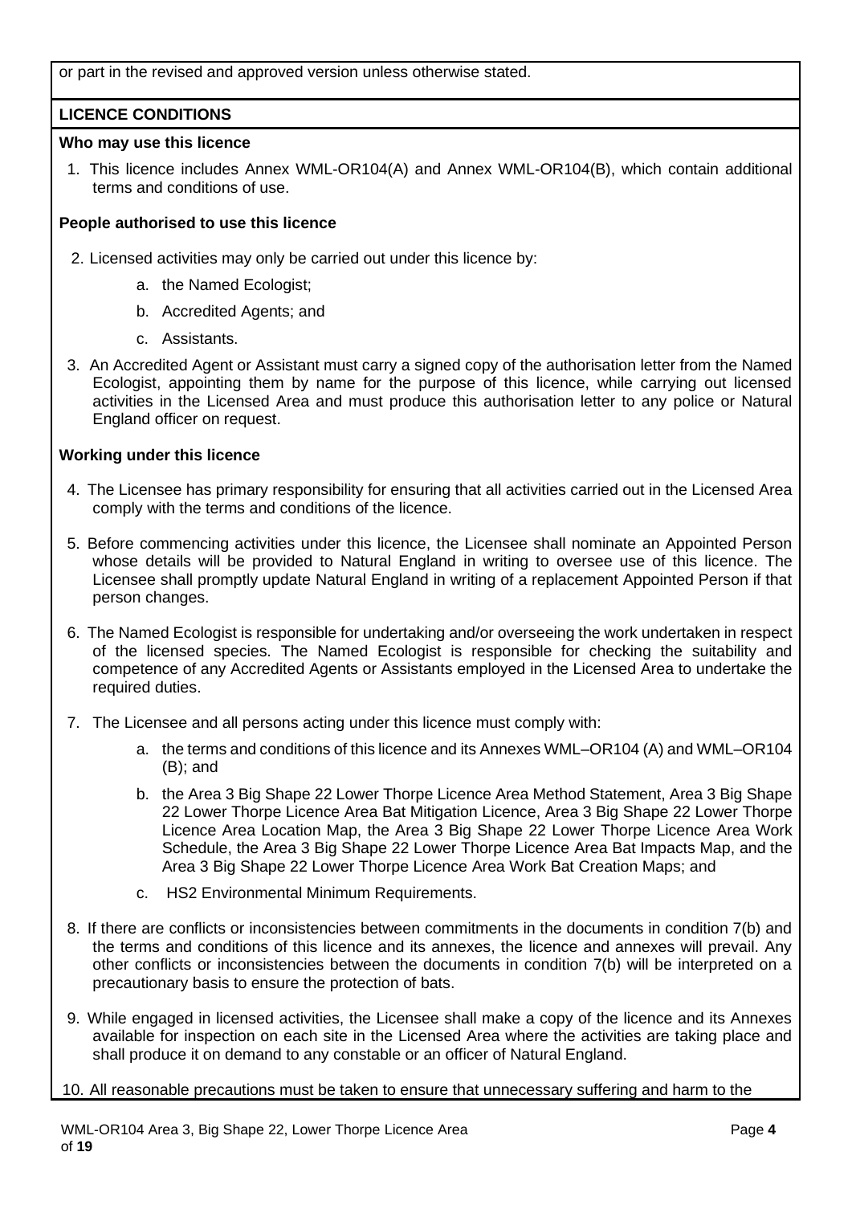or part in the revised and approved version unless otherwise stated.

## LICENCE CONDITIONS

### Who may use this licence

1. This licence includes Annex WML-OR104(A) and Annex WML-OR104(B), which contain additional terms and conditions of use.

### People authorised to use this licence

2. Licensed activities may only be carried out under this licence by:
   a. the Named Ecologist;
   b. Accredited Agents; and
   c. Assistants.
3. An Accredited Agent or Assistant must carry a signed copy of the authorisation letter from the Named Ecologist, appointing them by name for the purpose of this licence, while carrying out licensed activities in the Licensed Area and must produce this authorisation letter to any police or Natural England officer on request.

### Working under this licence

4. The Licensee has primary responsibility for ensuring that all activities carried out in the Licensed Area comply with the terms and conditions of the licence.
5. Before commencing activities under this licence, the Licensee shall nominate an Appointed Person whose details will be provided to Natural England in writing to oversee use of this licence. The Licensee shall promptly update Natural England in writing of a replacement Appointed Person if that person changes.
6. The Named Ecologist is responsible for undertaking and/or overseeing the work undertaken in respect of the licensed species. The Named Ecologist is responsible for checking the suitability and competence of any Accredited Agents or Assistants employed in the Licensed Area to undertake the required duties.
7. The Licensee and all persons acting under this licence must comply with:
   a. the terms and conditions of this licence and its Annexes WML–OR104 (A) and WML–OR104 (B); and
   b. the Area 3 Big Shape 22 Lower Thorpe Licence Area Method Statement, Area 3 Big Shape 22 Lower Thorpe Licence Area Bat Mitigation Licence, Area 3 Big Shape 22 Lower Thorpe Licence Area Location Map, the Area 3 Big Shape 22 Lower Thorpe Licence Area Work Schedule, the Area 3 Big Shape 22 Lower Thorpe Licence Area Bat Impacts Map, and the Area 3 Big Shape 22 Lower Thorpe Licence Area Work Bat Creation Maps; and
   c. HS2 Environmental Minimum Requirements.
8. If there are conflicts or inconsistencies between commitments in the documents in condition 7(b) and the terms and conditions of this licence and its annexes, the licence and annexes will prevail. Any other conflicts or inconsistencies between the documents in condition 7(b) will be interpreted on a precautionary basis to ensure the protection of bats.
9. While engaged in licensed activities, the Licensee shall make a copy of the licence and its Annexes available for inspection on each site in the Licensed Area where the activities are taking place and shall produce it on demand to any constable or an officer of Natural England.
10. All reasonable precautions must be taken to ensure that unnecessary suffering and harm to the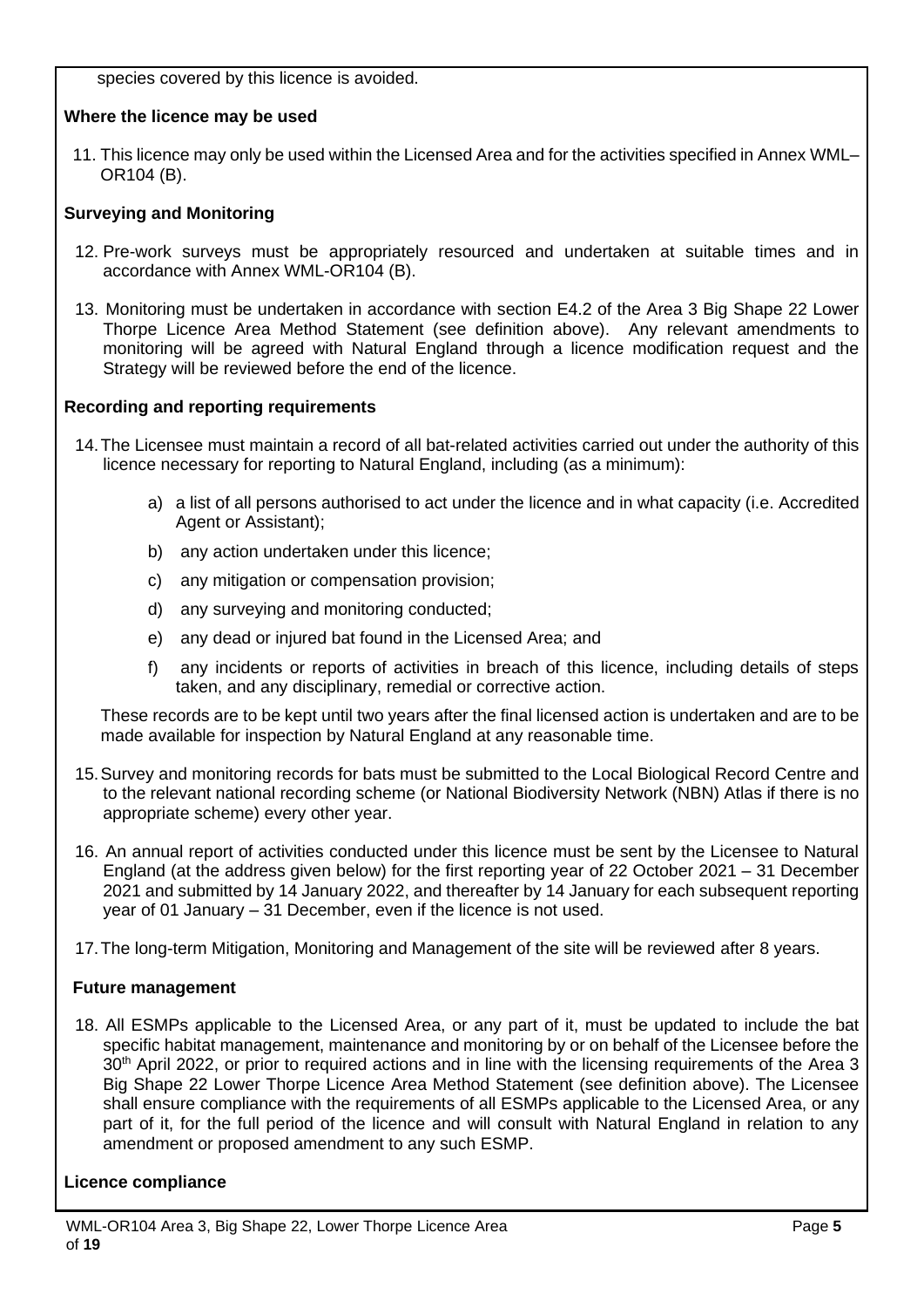species covered by this licence is avoided.

**Where the licence may be used**

11. This licence may only be used within the Licensed Area and for the activities specified in Annex WML–OR104 (B).

**Surveying and Monitoring**

12. Pre-work surveys must be appropriately resourced and undertaken at suitable times and in accordance with Annex WML-OR104 (B).

13. Monitoring must be undertaken in accordance with section E4.2 of the Area 3 Big Shape 22 Lower Thorpe Licence Area Method Statement (see definition above). Any relevant amendments to monitoring will be agreed with Natural England through a licence modification request and the Strategy will be reviewed before the end of the licence.

**Recording and reporting requirements**

14. The Licensee must maintain a record of all bat-related activities carried out under the authority of this licence necessary for reporting to Natural England, including (as a minimum):

    a) a list of all persons authorised to act under the licence and in what capacity (i.e. Accredited Agent or Assistant);

    b) any action undertaken under this licence;

    c) any mitigation or compensation provision;

    d) any surveying and monitoring conducted;

    e) any dead or injured bat found in the Licensed Area; and

    f) any incidents or reports of activities in breach of this licence, including details of steps taken, and any disciplinary, remedial or corrective action.

    These records are to be kept until two years after the final licensed action is undertaken and are to be made available for inspection by Natural England at any reasonable time.

15. Survey and monitoring records for bats must be submitted to the Local Biological Record Centre and to the relevant national recording scheme (or National Biodiversity Network (NBN) Atlas if there is no appropriate scheme) every other year.

16. An annual report of activities conducted under this licence must be sent by the Licensee to Natural England (at the address given below) for the first reporting year of 22 October 2021 – 31 December 2021 and submitted by 14 January 2022, and thereafter by 14 January for each subsequent reporting year of 01 January – 31 December, even if the licence is not used.

17. The long-term Mitigation, Monitoring and Management of the site will be reviewed after 8 years.

**Future management**

18. All ESMPs applicable to the Licensed Area, or any part of it, must be updated to include the bat specific habitat management, maintenance and monitoring by or on behalf of the Licensee before the 30th April 2022, or prior to required actions and in line with the licensing requirements of the Area 3 Big Shape 22 Lower Thorpe Licence Area Method Statement (see definition above). The Licensee shall ensure compliance with the requirements of all ESMPs applicable to the Licensed Area, or any part of it, for the full period of the licence and will consult with Natural England in relation to any amendment or proposed amendment to any such ESMP.

**Licence compliance**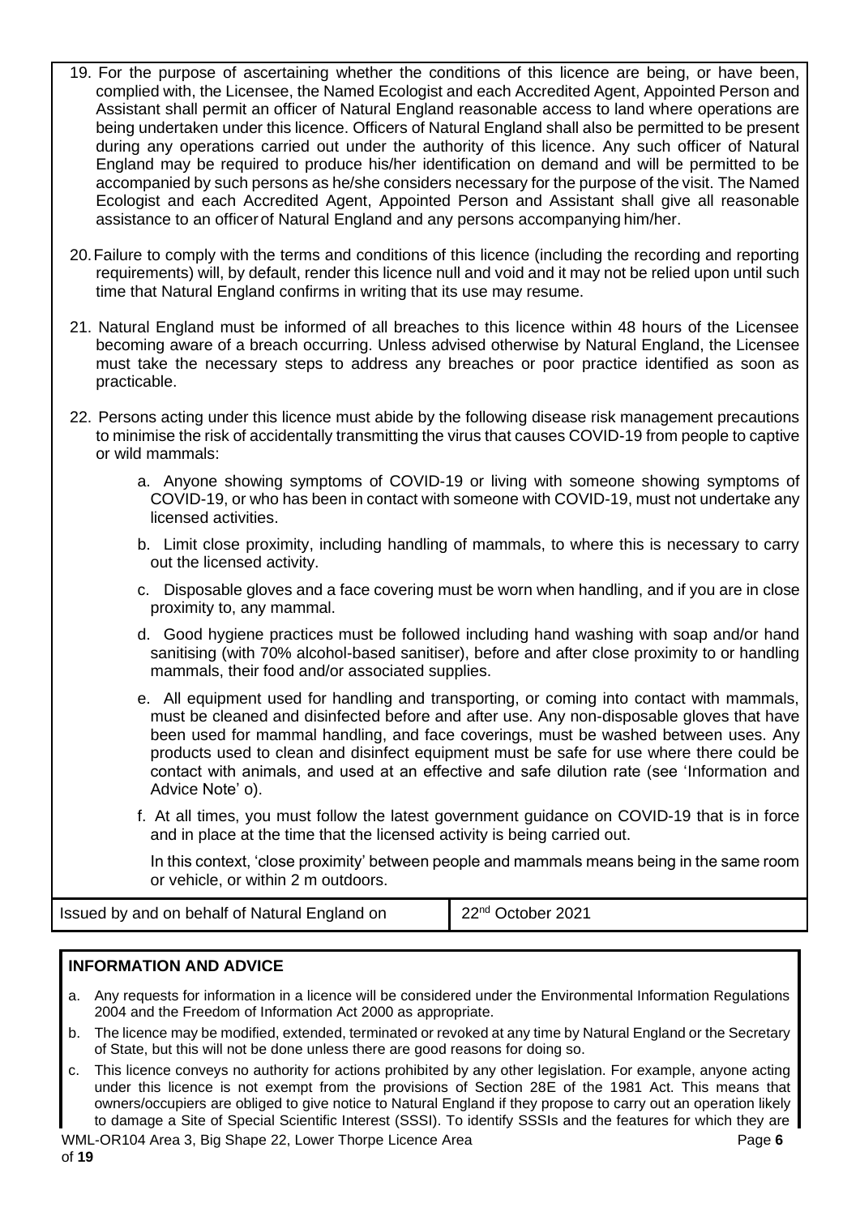19. For the purpose of ascertaining whether the conditions of this licence are being, or have been, complied with, the Licensee, the Named Ecologist and each Accredited Agent, Appointed Person and Assistant shall permit an officer of Natural England reasonable access to land where operations are being undertaken under this licence. Officers of Natural England shall also be permitted to be present during any operations carried out under the authority of this licence. Any such officer of Natural England may be required to produce his/her identification on demand and will be permitted to be accompanied by such persons as he/she considers necessary for the purpose of the visit. The Named Ecologist and each Accredited Agent, Appointed Person and Assistant shall give all reasonable assistance to an officer of Natural England and any persons accompanying him/her.

20. Failure to comply with the terms and conditions of this licence (including the recording and reporting requirements) will, by default, render this licence null and void and it may not be relied upon until such time that Natural England confirms in writing that its use may resume.

21. Natural England must be informed of all breaches to this licence within 48 hours of the Licensee becoming aware of a breach occurring. Unless advised otherwise by Natural England, the Licensee must take the necessary steps to address any breaches or poor practice identified as soon as practicable.

22. Persons acting under this licence must abide by the following disease risk management precautions to minimise the risk of accidentally transmitting the virus that causes COVID-19 from people to captive or wild mammals:

    a. Anyone showing symptoms of COVID-19 or living with someone showing symptoms of COVID-19, or who has been in contact with someone with COVID-19, must not undertake any licensed activities.

    b. Limit close proximity, including handling of mammals, to where this is necessary to carry out the licensed activity.

    c. Disposable gloves and a face covering must be worn when handling, and if you are in close proximity to, any mammal.

    d. Good hygiene practices must be followed including hand washing with soap and/or hand sanitising (with 70% alcohol-based sanitiser), before and after close proximity to or handling mammals, their food and/or associated supplies.

    e. All equipment used for handling and transporting, or coming into contact with mammals, must be cleaned and disinfected before and after use. Any non-disposable gloves that have been used for mammal handling, and face coverings, must be washed between uses. Any products used to clean and disinfect equipment must be safe for use where there could be contact with animals, and used at an effective and safe dilution rate (see 'Information and Advice Note' o).

    f. At all times, you must follow the latest government guidance on COVID-19 that is in force and in place at the time that the licensed activity is being carried out.

    In this context, 'close proximity' between people and mammals means being in the same room or vehicle, or within 2 m outdoors.

| Issued by and on behalf of Natural England on | 22nd October 2021 |
|---|---|

## INFORMATION AND ADVICE

a. Any requests for information in a licence will be considered under the Environmental Information Regulations 2004 and the Freedom of Information Act 2000 as appropriate.

b. The licence may be modified, extended, terminated or revoked at any time by Natural England or the Secretary of State, but this will not be done unless there are good reasons for doing so.

c. This licence conveys no authority for actions prohibited by any other legislation. For example, anyone acting under this licence is not exempt from the provisions of Section 28E of the 1981 Act. This means that owners/occupiers are obliged to give notice to Natural England if they propose to carry out an operation likely to damage a Site of Special Scientific Interest (SSSI). To identify SSSIs and the features for which they are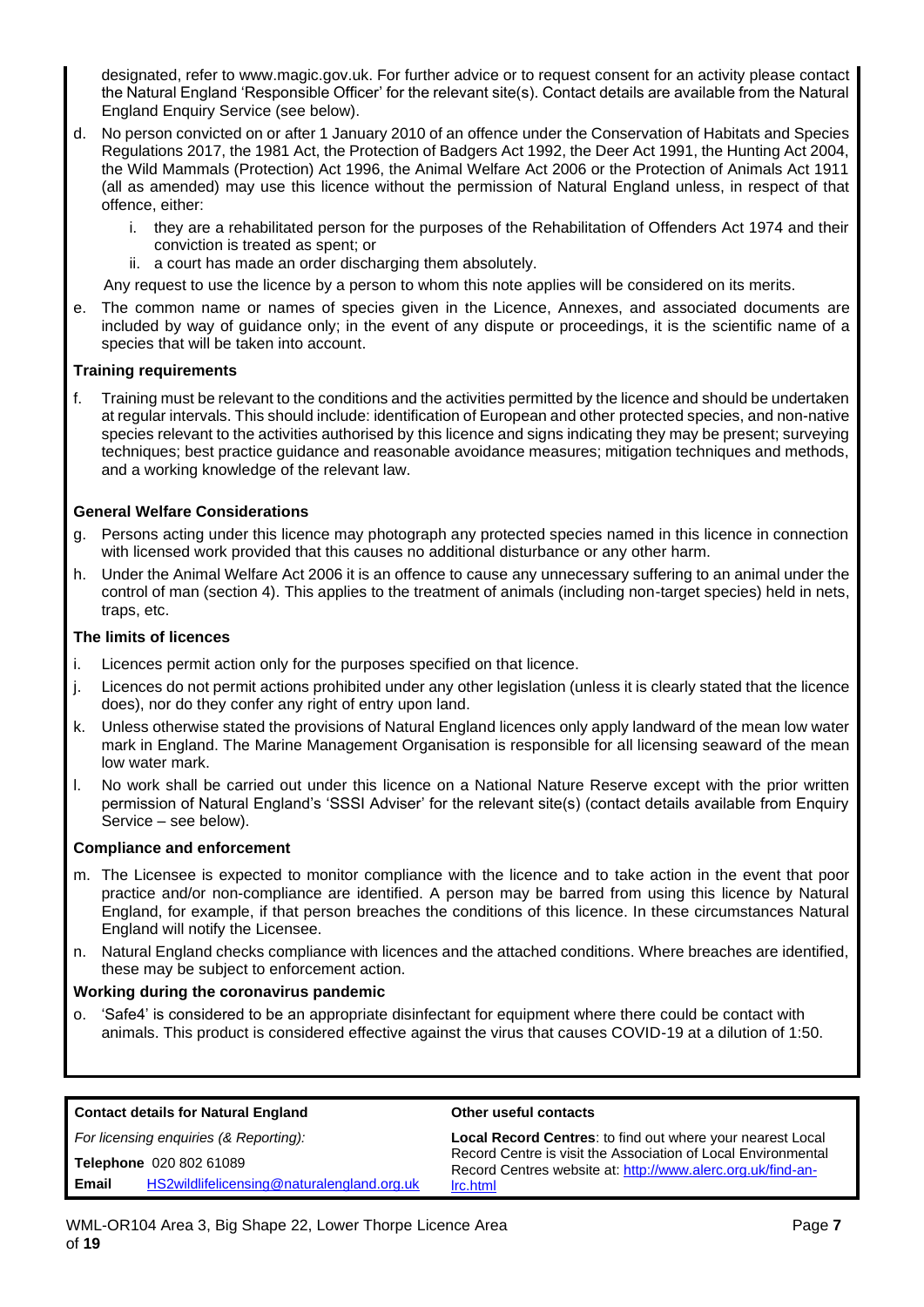designated, refer to www.magic.gov.uk. For further advice or to request consent for an activity please contact the Natural England 'Responsible Officer' for the relevant site(s). Contact details are available from the Natural England Enquiry Service (see below).

d. No person convicted on or after 1 January 2010 of an offence under the Conservation of Habitats and Species Regulations 2017, the 1981 Act, the Protection of Badgers Act 1992, the Deer Act 1991, the Hunting Act 2004, the Wild Mammals (Protection) Act 1996, the Animal Welfare Act 2006 or the Protection of Animals Act 1911 (all as amended) may use this licence without the permission of Natural England unless, in respect of that offence, either:

   i. they are a rehabilitated person for the purposes of the Rehabilitation of Offenders Act 1974 and their conviction is treated as spent; or
   ii. a court has made an order discharging them absolutely.

   Any request to use the licence by a person to whom this note applies will be considered on its merits.

e. The common name or names of species given in the Licence, Annexes, and associated documents are included by way of guidance only; in the event of any dispute or proceedings, it is the scientific name of a species that will be taken into account.

**Training requirements**

f. Training must be relevant to the conditions and the activities permitted by the licence and should be undertaken at regular intervals. This should include: identification of European and other protected species, and non-native species relevant to the activities authorised by this licence and signs indicating they may be present; surveying techniques; best practice guidance and reasonable avoidance measures; mitigation techniques and methods, and a working knowledge of the relevant law.

**General Welfare Considerations**

g. Persons acting under this licence may photograph any protected species named in this licence in connection with licensed work provided that this causes no additional disturbance or any other harm.

h. Under the Animal Welfare Act 2006 it is an offence to cause any unnecessary suffering to an animal under the control of man (section 4). This applies to the treatment of animals (including non-target species) held in nets, traps, etc.

**The limits of licences**

i. Licences permit action only for the purposes specified on that licence.

j. Licences do not permit actions prohibited under any other legislation (unless it is clearly stated that the licence does), nor do they confer any right of entry upon land.

k. Unless otherwise stated the provisions of Natural England licences only apply landward of the mean low water mark in England. The Marine Management Organisation is responsible for all licensing seaward of the mean low water mark.

l. No work shall be carried out under this licence on a National Nature Reserve except with the prior written permission of Natural England's 'SSSI Adviser' for the relevant site(s) (contact details available from Enquiry Service – see below).

**Compliance and enforcement**

m. The Licensee is expected to monitor compliance with the licence and to take action in the event that poor practice and/or non-compliance are identified. A person may be barred from using this licence by Natural England, for example, if that person breaches the conditions of this licence. In these circumstances Natural England will notify the Licensee.

n. Natural England checks compliance with licences and the attached conditions. Where breaches are identified, these may be subject to enforcement action.

**Working during the coronavirus pandemic**

o. 'Safe4' is considered to be an appropriate disinfectant for equipment where there could be contact with animals. This product is considered effective against the virus that causes COVID-19 at a dilution of 1:50.

**Contact details for Natural England**

*For licensing enquiries (& Reporting):*

**Telephone** 020 802 61089

**Email** HS2wildlifelicensing@naturalengland.org.uk

**Other useful contacts**

**Local Record Centres**: to find out where your nearest Local Record Centre is visit the Association of Local Environmental Record Centres website at: http://www.alerc.org.uk/find-an-lrc.html

WML-OR104 Area 3, Big Shape 22, Lower Thorpe Licence Area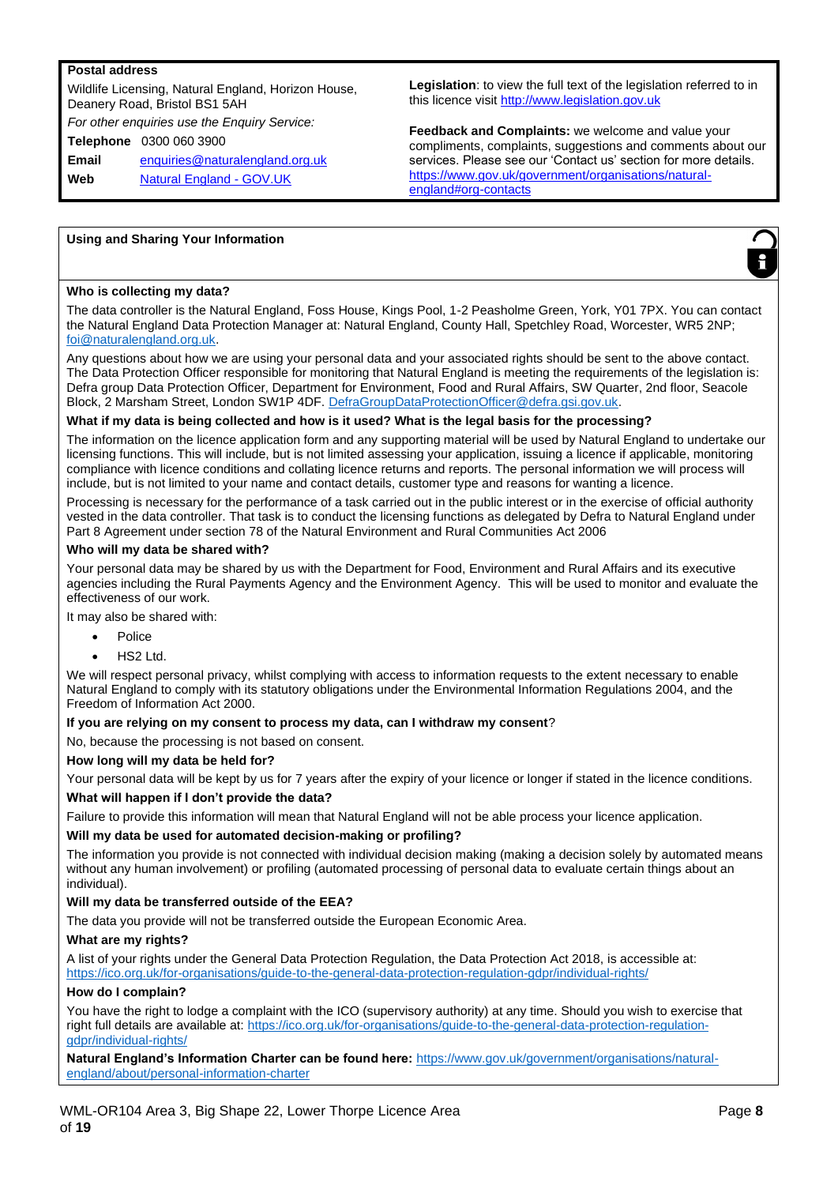**Postal address**

Wildlife Licensing, Natural England, Horizon House, Deanery Road, Bristol BS1 5AH

*For other enquiries use the Enquiry Service:*

| | |
|---|---|
| **Telephone** | 0300 060 3900 |
| **Email** | enquiries@naturalengland.org.uk |
| **Web** | Natural England - GOV.UK |

**Legislation**: to view the full text of the legislation referred to in this licence visit http://www.legislation.gov.uk

**Feedback and Complaints:** we welcome and value your compliments, complaints, suggestions and comments about our services. Please see our 'Contact us' section for more details. https://www.gov.uk/government/organisations/natural-england#org-contacts

## Using and Sharing Your Information

**Who is collecting my data?**

The data controller is the Natural England, Foss House, Kings Pool, 1-2 Peasholme Green, York, Y01 7PX. You can contact the Natural England Data Protection Manager at: Natural England, County Hall, Spetchley Road, Worcester, WR5 2NP; foi@naturalengland.org.uk.

Any questions about how we are using your personal data and your associated rights should be sent to the above contact. The Data Protection Officer responsible for monitoring that Natural England is meeting the requirements of the legislation is: Defra group Data Protection Officer, Department for Environment, Food and Rural Affairs, SW Quarter, 2nd floor, Seacole Block, 2 Marsham Street, London SW1P 4DF. DefraGroupDataProtectionOfficer@defra.gsi.gov.uk.

**What if my data is being collected and how is it used? What is the legal basis for the processing?**

The information on the licence application form and any supporting material will be used by Natural England to undertake our licensing functions. This will include, but is not limited assessing your application, issuing a licence if applicable, monitoring compliance with licence conditions and collating licence returns and reports. The personal information we will process will include, but is not limited to your name and contact details, customer type and reasons for wanting a licence.

Processing is necessary for the performance of a task carried out in the public interest or in the exercise of official authority vested in the data controller. That task is to conduct the licensing functions as delegated by Defra to Natural England under Part 8 Agreement under section 78 of the Natural Environment and Rural Communities Act 2006

**Who will my data be shared with?**

Your personal data may be shared by us with the Department for Food, Environment and Rural Affairs and its executive agencies including the Rural Payments Agency and the Environment Agency. This will be used to monitor and evaluate the effectiveness of our work.

It may also be shared with:

- Police
- HS2 Ltd.

We will respect personal privacy, whilst complying with access to information requests to the extent necessary to enable Natural England to comply with its statutory obligations under the Environmental Information Regulations 2004, and the Freedom of Information Act 2000.

**If you are relying on my consent to process my data, can I withdraw my consent**?

No, because the processing is not based on consent.

**How long will my data be held for?**

Your personal data will be kept by us for 7 years after the expiry of your licence or longer if stated in the licence conditions.

**What will happen if I don't provide the data?**

Failure to provide this information will mean that Natural England will not be able process your licence application.

**Will my data be used for automated decision-making or profiling?**

The information you provide is not connected with individual decision making (making a decision solely by automated means without any human involvement) or profiling (automated processing of personal data to evaluate certain things about an individual).

**Will my data be transferred outside of the EEA?**

The data you provide will not be transferred outside the European Economic Area.

**What are my rights?**

A list of your rights under the General Data Protection Regulation, the Data Protection Act 2018, is accessible at: https://ico.org.uk/for-organisations/guide-to-the-general-data-protection-regulation-gdpr/individual-rights/

**How do I complain?**

You have the right to lodge a complaint with the ICO (supervisory authority) at any time. Should you wish to exercise that right full details are available at: https://ico.org.uk/for-organisations/guide-to-the-general-data-protection-regulation-gdpr/individual-rights/

**Natural England's Information Charter can be found here:** https://www.gov.uk/government/organisations/natural-england/about/personal-information-charter

WML-OR104 Area 3, Big Shape 22, Lower Thorpe Licence Area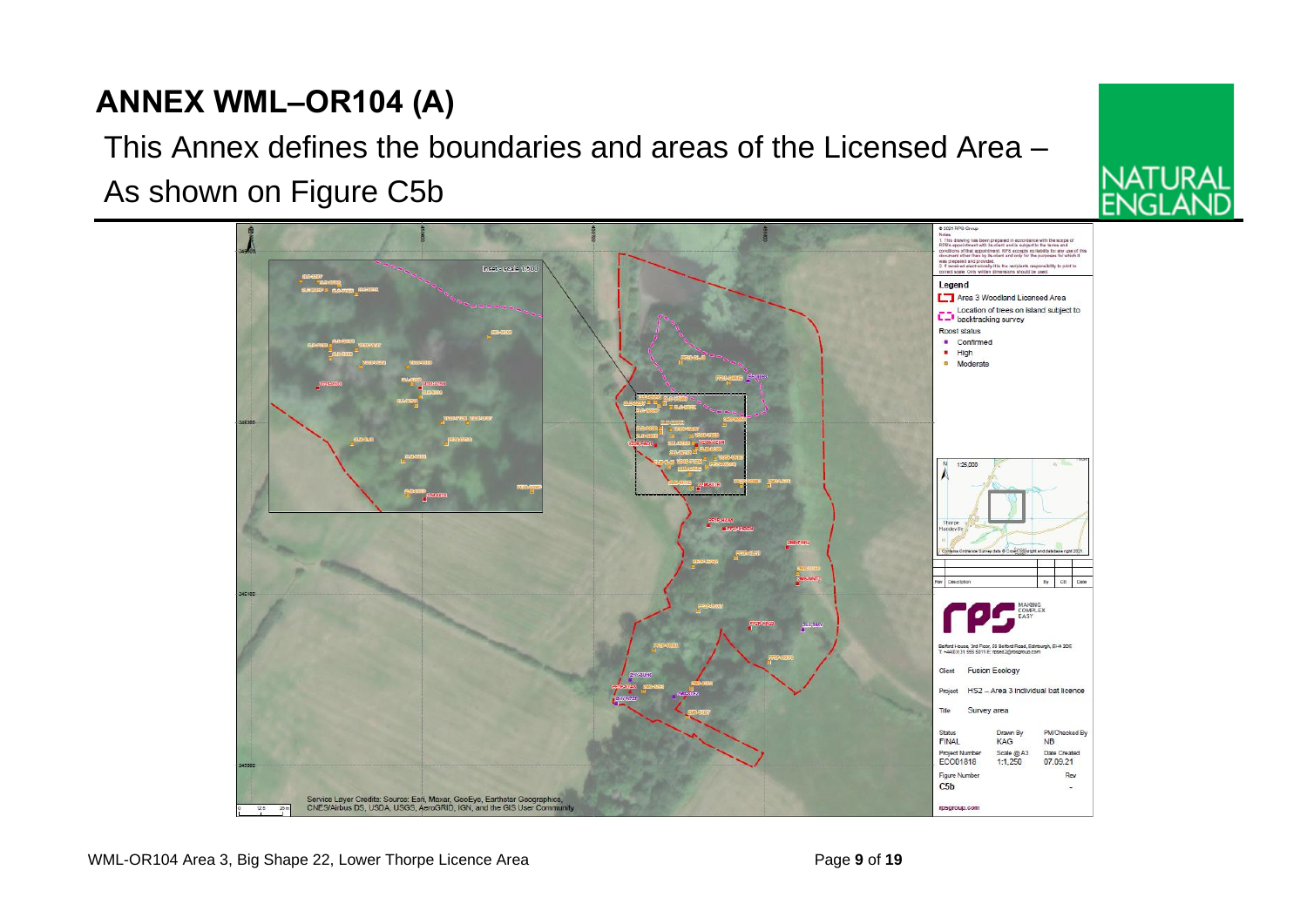# ANNEX WML–OR104 (A)

This Annex defines the boundaries and areas of the Licensed Area –

As shown on Figure C5b

© 2021 RPS Group

Notes

1. This drawing has been prepared in accordance with the scope of RPS's appointment with its client and is subject to the terms and conditions of that appointment. RPS accepts no liability for any use of this document other than by its client and only for the purposes for which it was prepared and provided.
2. If received electronically it is the recipients responsibility to print to correct scale. Only written dimensions should be used.

**Legend**

- Area 3 Woodland Licensed Area
- Location of trees on island subject to backtracking survey

Roost status

- Confirmed
- High
- Moderate

1:25,000

Thorpe Mandeville

Contains Ordnance Survey data © Crown copyright and database right 2021

| Rev | Description | By | CB | Date |
|---|---|---|---|---|

rps MAKING COMPLEX EASY

Belford House, 3rd Floor, 59 Belford Road, Edinburgh, EH4 3DE
T: +44(0)131 555 5011 E: rpsed2@rpsgroup.com

Client: Fusion Ecology

Project: HS2 – Area 3 individual bat licence

Title: Survey area

| Status | Drawn By | PM/Checked By |
|---|---|---|
| FINAL | KAG | NB |
| Project Number | Scale @ A3 | Date Created |
| ECO01816 | 1:1,250 | 07.09.21 |

Figure Number: C5b

Rev: -

rpsgroup.com

Service Layer Credits: Source: Esri, Maxar, GeoEye, Earthstar Geographics, CNES/Airbus DS, USDA, USGS, AeroGRID, IGN, and the GIS User Community

WML-OR104 Area 3, Big Shape 22, Lower Thorpe Licence Area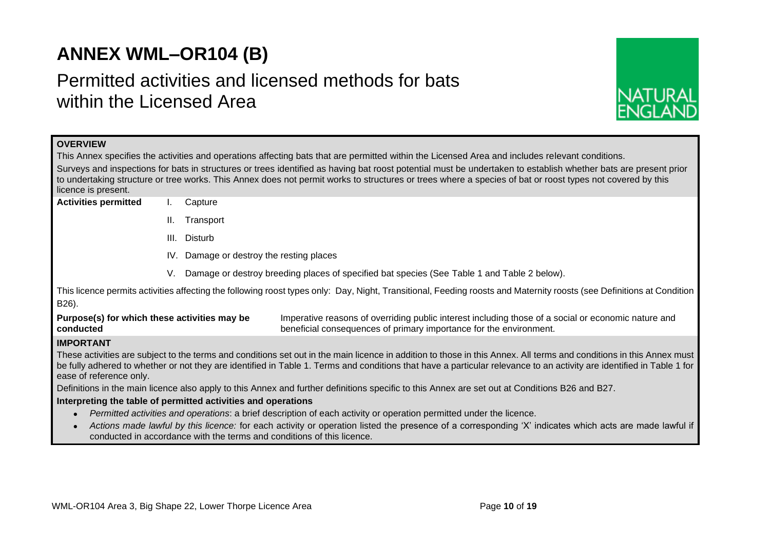# ANNEX WML–OR104 (B)

## Permitted activities and licensed methods for bats within the Licensed Area

**OVERVIEW**

This Annex specifies the activities and operations affecting bats that are permitted within the Licensed Area and includes relevant conditions.

Surveys and inspections for bats in structures or trees identified as having bat roost potential must be undertaken to establish whether bats are present prior to undertaking structure or tree works. This Annex does not permit works to structures or trees where a species of bat or roost types not covered by this licence is present.

**Activities permitted**

I. Capture

II. Transport

III. Disturb

IV. Damage or destroy the resting places

V. Damage or destroy breeding places of specified bat species (See Table 1 and Table 2 below).

This licence permits activities affecting the following roost types only: Day, Night, Transitional, Feeding roosts and Maternity roosts (see Definitions at Condition B26).

**Purpose(s) for which these activities may be conducted** Imperative reasons of overriding public interest including those of a social or economic nature and beneficial consequences of primary importance for the environment.

**IMPORTANT**

These activities are subject to the terms and conditions set out in the main licence in addition to those in this Annex. All terms and conditions in this Annex must be fully adhered to whether or not they are identified in Table 1. Terms and conditions that have a particular relevance to an activity are identified in Table 1 for ease of reference only.

Definitions in the main licence also apply to this Annex and further definitions specific to this Annex are set out at Conditions B26 and B27.

**Interpreting the table of permitted activities and operations**

- *Permitted activities and operations*: a brief description of each activity or operation permitted under the licence.
- *Actions made lawful by this licence:* for each activity or operation listed the presence of a corresponding 'X' indicates which acts are made lawful if conducted in accordance with the terms and conditions of this licence.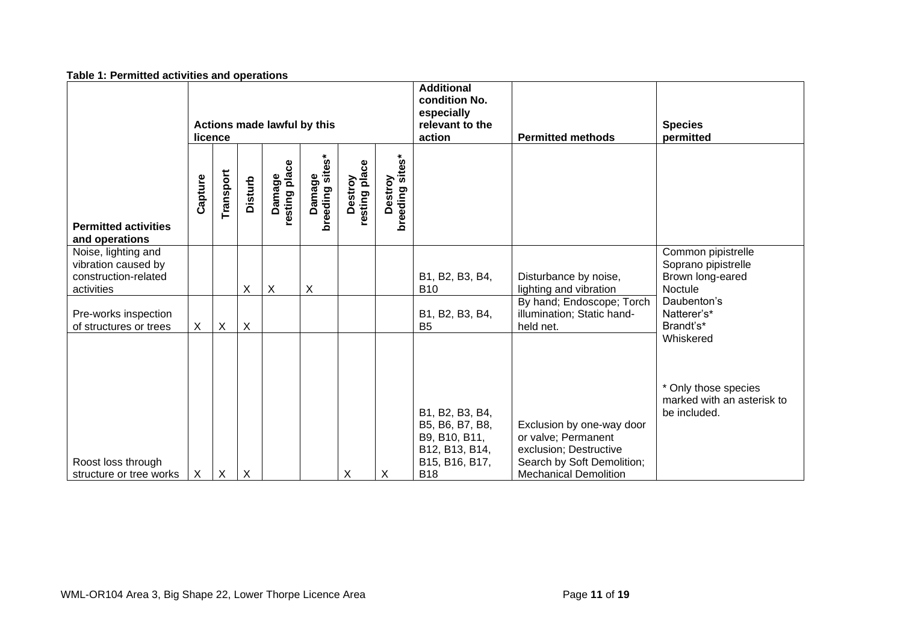**Table 1: Permitted activities and operations**

| Permitted activities and operations | Actions made lawful by this licence | | | | | | | Additional condition No. especially relevant to the action | Permitted methods | Species permitted |
|---|---|---|---|---|---|---|---|---|---|---|
| | Capture | Transport | Disturb | Damage resting place | Damage breeding sites* | Destroy resting place | Destroy breeding sites* | | | |
| Noise, lighting and vibration caused by construction-related activities | | | X | X | X | | | B1, B2, B3, B4, B10 | Disturbance by noise, lighting and vibration | Common pipistrelle<br>Soprano pipistrelle<br>Brown long-eared<br>Noctule<br>Daubenton's<br>Natterer's*<br>Brandt's*<br>Whiskered<br><br>* Only those species marked with an asterisk to be included. |
| Pre-works inspection of structures or trees | X | X | X | | | | | B1, B2, B3, B4, B5 | By hand; Endoscope; Torch illumination; Static hand-held net. | |
| Roost loss through structure or tree works | X | X | X | | | X | X | B1, B2, B3, B4, B5, B6, B7, B8, B9, B10, B11, B12, B13, B14, B15, B16, B17, B18 | Exclusion by one-way door or valve; Permanent exclusion; Destructive Search by Soft Demolition; Mechanical Demolition | |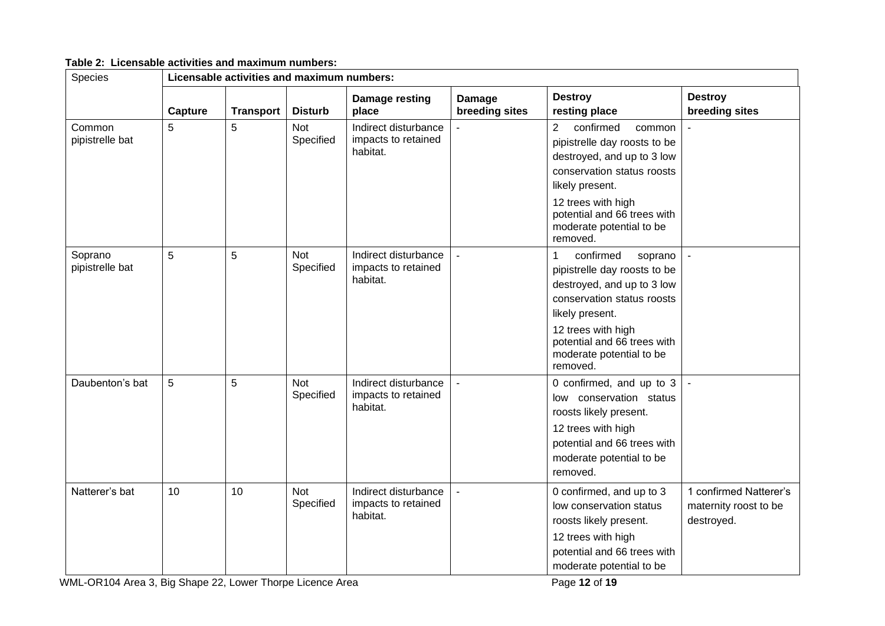**Table 2: Licensable activities and maximum numbers:**

| Species | Licensable activities and maximum numbers: | | | | | | |
|---|---|---|---|---|---|---|---|
| | **Capture** | **Transport** | **Disturb** | **Damage resting place** | **Damage breeding sites** | **Destroy resting place** | **Destroy breeding sites** |
| Common pipistrelle bat | 5 | 5 | Not Specified | Indirect disturbance impacts to retained habitat. | - | 2 confirmed common pipistrelle day roosts to be destroyed, and up to 3 low conservation status roosts likely present. 12 trees with high potential and 66 trees with moderate potential to be removed. | - |
| Soprano pipistrelle bat | 5 | 5 | Not Specified | Indirect disturbance impacts to retained habitat. | - | 1 confirmed soprano pipistrelle day roosts to be destroyed, and up to 3 low conservation status roosts likely present. 12 trees with high potential and 66 trees with moderate potential to be removed. | - |
| Daubenton's bat | 5 | 5 | Not Specified | Indirect disturbance impacts to retained habitat. | - | 0 confirmed, and up to 3 low conservation status roosts likely present. 12 trees with high potential and 66 trees with moderate potential to be removed. | - |
| Natterer's bat | 10 | 10 | Not Specified | Indirect disturbance impacts to retained habitat. | - | 0 confirmed, and up to 3 low conservation status roosts likely present. 12 trees with high potential and 66 trees with moderate potential to be | 1 confirmed Natterer's maternity roost to be destroyed. |

WML-OR104 Area 3, Big Shape 22, Lower Thorpe Licence Area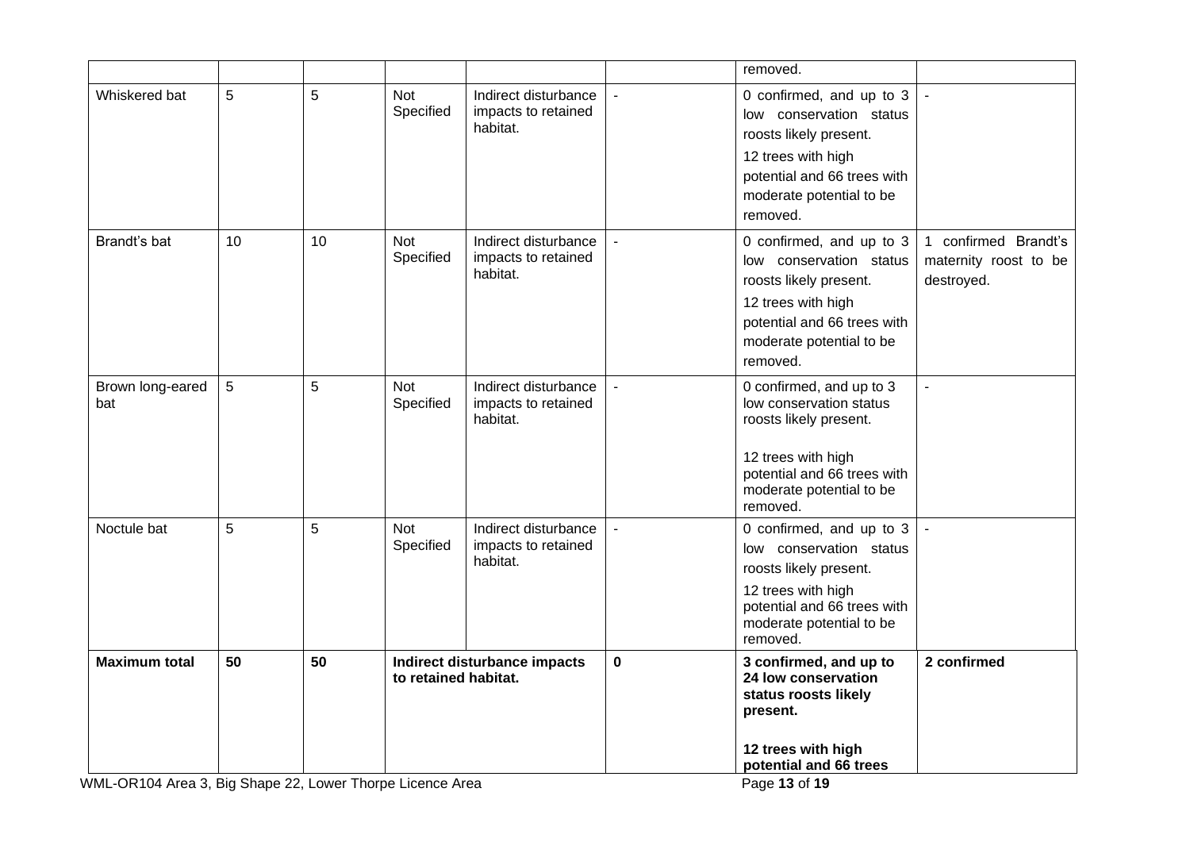| | | | | | | | |
|---|---|---|---|---|---|---|---|
| | | | | | | removed. | |
| Whiskered bat | 5 | 5 | Not Specified | Indirect disturbance impacts to retained habitat. | - | 0 confirmed, and up to 3 low conservation status roosts likely present.<br>12 trees with high potential and 66 trees with moderate potential to be removed. | - |
| Brandt's bat | 10 | 10 | Not Specified | Indirect disturbance impacts to retained habitat. | - | 0 confirmed, and up to 3 low conservation status roosts likely present.<br>12 trees with high potential and 66 trees with moderate potential to be removed. | 1 confirmed Brandt's maternity roost to be destroyed. |
| Brown long-eared bat | 5 | 5 | Not Specified | Indirect disturbance impacts to retained habitat. | - | 0 confirmed, and up to 3 low conservation status roosts likely present.<br><br>12 trees with high potential and 66 trees with moderate potential to be removed. | - |
| Noctule bat | 5 | 5 | Not Specified | Indirect disturbance impacts to retained habitat. | - | 0 confirmed, and up to 3 low conservation status roosts likely present.<br>12 trees with high potential and 66 trees with moderate potential to be removed. | - |
| **Maximum total** | **50** | **50** | **Indirect disturbance impacts to retained habitat.** | | **0** | **3 confirmed, and up to 24 low conservation status roosts likely present.**<br><br>**12 trees with high potential and 66 trees** | **2 confirmed** |

WML-OR104 Area 3, Big Shape 22, Lower Thorpe Licence Area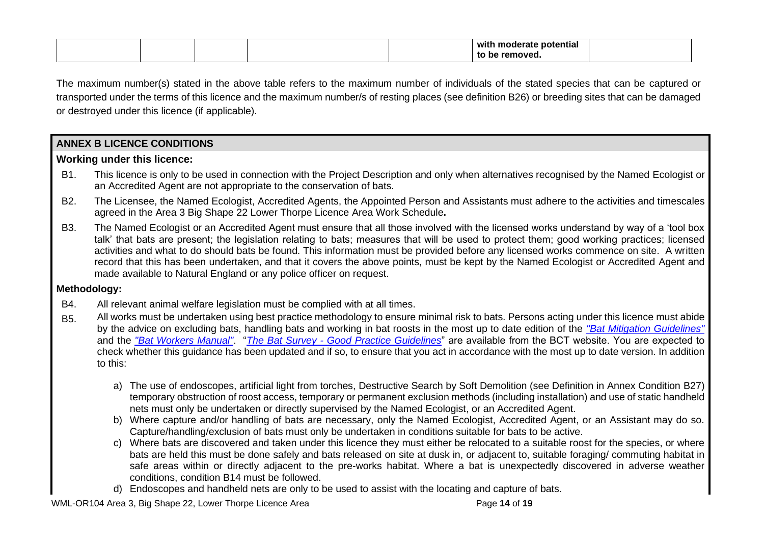| | | | | | with moderate potential to be removed. | |
|---|---|---|---|---|---|---|

The maximum number(s) stated in the above table refers to the maximum number of individuals of the stated species that can be captured or transported under the terms of this licence and the maximum number/s of resting places (see definition B26) or breeding sites that can be damaged or destroyed under this licence (if applicable).

## ANNEX B LICENCE CONDITIONS

### Working under this licence:

B1. This licence is only to be used in connection with the Project Description and only when alternatives recognised by the Named Ecologist or an Accredited Agent are not appropriate to the conservation of bats.

B2. The Licensee, the Named Ecologist, Accredited Agents, the Appointed Person and Assistants must adhere to the activities and timescales agreed in the Area 3 Big Shape 22 Lower Thorpe Licence Area Work Schedule**.**

B3. The Named Ecologist or an Accredited Agent must ensure that all those involved with the licensed works understand by way of a 'tool box talk' that bats are present; the legislation relating to bats; measures that will be used to protect them; good working practices; licensed activities and what to do should bats be found. This information must be provided before any licensed works commence on site. A written record that this has been undertaken, and that it covers the above points, must be kept by the Named Ecologist or Accredited Agent and made available to Natural England or any police officer on request.

### Methodology:

B4. All relevant animal welfare legislation must be complied with at all times.

B5. All works must be undertaken using best practice methodology to ensure minimal risk to bats. Persons acting under this licence must abide by the advice on excluding bats, handling bats and working in bat roosts in the most up to date edition of the *"Bat Mitigation Guidelines"* and the *"Bat Workers Manual"*. "*The Bat Survey - Good Practice Guidelines*" are available from the BCT website. You are expected to check whether this guidance has been updated and if so, to ensure that you act in accordance with the most up to date version. In addition to this:

a) The use of endoscopes, artificial light from torches, Destructive Search by Soft Demolition (see Definition in Annex Condition B27) temporary obstruction of roost access, temporary or permanent exclusion methods (including installation) and use of static handheld nets must only be undertaken or directly supervised by the Named Ecologist, or an Accredited Agent.

b) Where capture and/or handling of bats are necessary, only the Named Ecologist, Accredited Agent, or an Assistant may do so. Capture/handling/exclusion of bats must only be undertaken in conditions suitable for bats to be active.

c) Where bats are discovered and taken under this licence they must either be relocated to a suitable roost for the species, or where bats are held this must be done safely and bats released on site at dusk in, or adjacent to, suitable foraging/ commuting habitat in safe areas within or directly adjacent to the pre-works habitat. Where a bat is unexpectedly discovered in adverse weather conditions, condition B14 must be followed.

d) Endoscopes and handheld nets are only to be used to assist with the locating and capture of bats.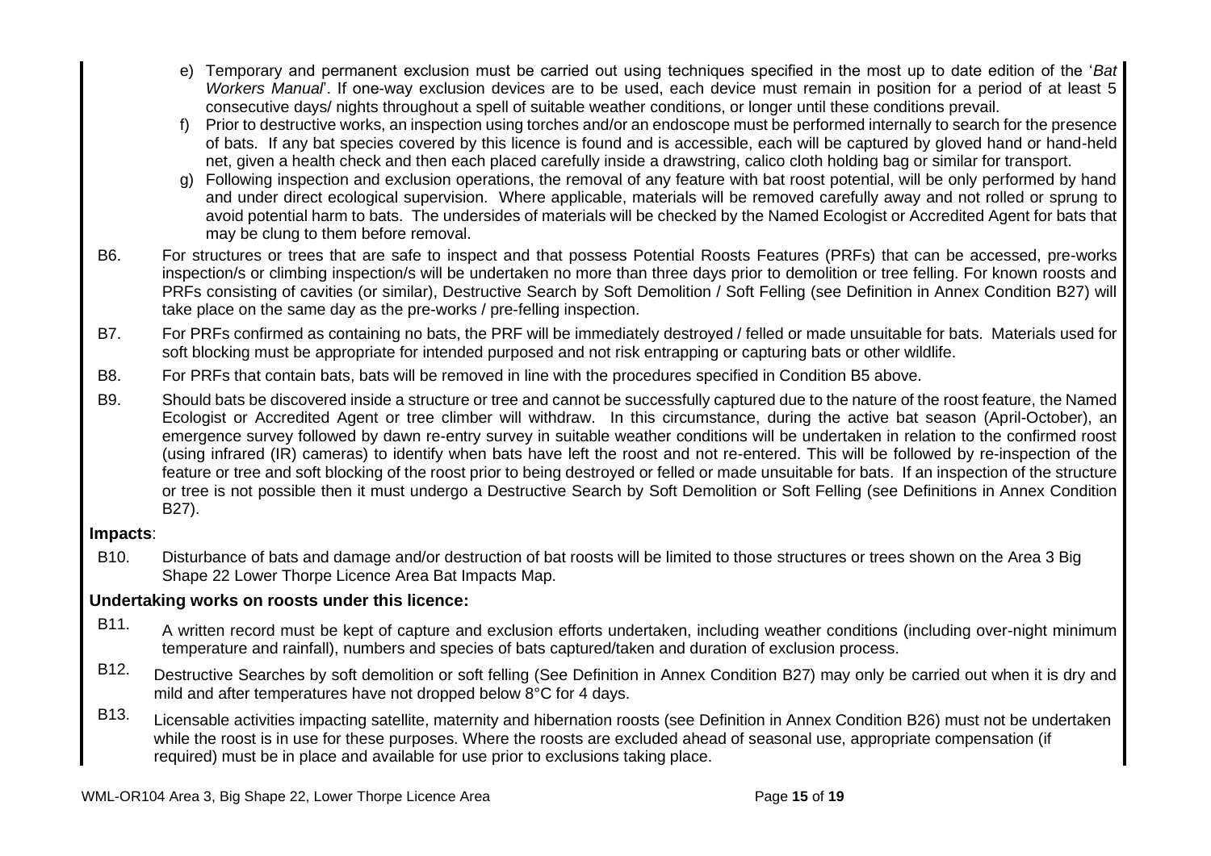e) Temporary and permanent exclusion must be carried out using techniques specified in the most up to date edition of the '*Bat Workers Manual*'. If one-way exclusion devices are to be used, each device must remain in position for a period of at least 5 consecutive days/ nights throughout a spell of suitable weather conditions, or longer until these conditions prevail.

f) Prior to destructive works, an inspection using torches and/or an endoscope must be performed internally to search for the presence of bats. If any bat species covered by this licence is found and is accessible, each will be captured by gloved hand or hand-held net, given a health check and then each placed carefully inside a drawstring, calico cloth holding bag or similar for transport.

g) Following inspection and exclusion operations, the removal of any feature with bat roost potential, will be only performed by hand and under direct ecological supervision. Where applicable, materials will be removed carefully away and not rolled or sprung to avoid potential harm to bats. The undersides of materials will be checked by the Named Ecologist or Accredited Agent for bats that may be clung to them before removal.

B6. For structures or trees that are safe to inspect and that possess Potential Roosts Features (PRFs) that can be accessed, pre-works inspection/s or climbing inspection/s will be undertaken no more than three days prior to demolition or tree felling. For known roosts and PRFs consisting of cavities (or similar), Destructive Search by Soft Demolition / Soft Felling (see Definition in Annex Condition B27) will take place on the same day as the pre-works / pre-felling inspection.

B7. For PRFs confirmed as containing no bats, the PRF will be immediately destroyed / felled or made unsuitable for bats. Materials used for soft blocking must be appropriate for intended purposed and not risk entrapping or capturing bats or other wildlife.

B8. For PRFs that contain bats, bats will be removed in line with the procedures specified in Condition B5 above.

B9. Should bats be discovered inside a structure or tree and cannot be successfully captured due to the nature of the roost feature, the Named Ecologist or Accredited Agent or tree climber will withdraw. In this circumstance, during the active bat season (April-October), an emergence survey followed by dawn re-entry survey in suitable weather conditions will be undertaken in relation to the confirmed roost (using infrared (IR) cameras) to identify when bats have left the roost and not re-entered. This will be followed by re-inspection of the feature or tree and soft blocking of the roost prior to being destroyed or felled or made unsuitable for bats. If an inspection of the structure or tree is not possible then it must undergo a Destructive Search by Soft Demolition or Soft Felling (see Definitions in Annex Condition B27).

**Impacts**:

B10. Disturbance of bats and damage and/or destruction of bat roosts will be limited to those structures or trees shown on the Area 3 Big Shape 22 Lower Thorpe Licence Area Bat Impacts Map.

**Undertaking works on roosts under this licence:**

B11. A written record must be kept of capture and exclusion efforts undertaken, including weather conditions (including over-night minimum temperature and rainfall), numbers and species of bats captured/taken and duration of exclusion process.

B12. Destructive Searches by soft demolition or soft felling (See Definition in Annex Condition B27) may only be carried out when it is dry and mild and after temperatures have not dropped below 8°C for 4 days.

B13. Licensable activities impacting satellite, maternity and hibernation roosts (see Definition in Annex Condition B26) must not be undertaken while the roost is in use for these purposes. Where the roosts are excluded ahead of seasonal use, appropriate compensation (if required) must be in place and available for use prior to exclusions taking place.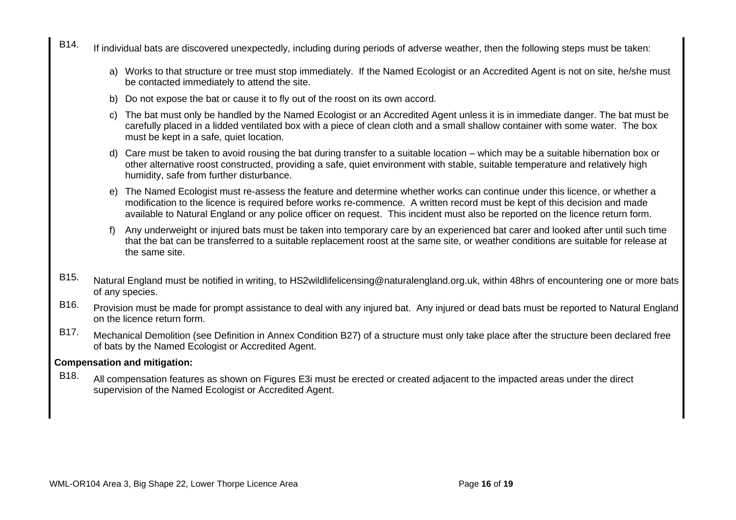B14. If individual bats are discovered unexpectedly, including during periods of adverse weather, then the following steps must be taken:

a) Works to that structure or tree must stop immediately. If the Named Ecologist or an Accredited Agent is not on site, he/she must be contacted immediately to attend the site.

b) Do not expose the bat or cause it to fly out of the roost on its own accord.

c) The bat must only be handled by the Named Ecologist or an Accredited Agent unless it is in immediate danger. The bat must be carefully placed in a lidded ventilated box with a piece of clean cloth and a small shallow container with some water. The box must be kept in a safe, quiet location.

d) Care must be taken to avoid rousing the bat during transfer to a suitable location – which may be a suitable hibernation box or other alternative roost constructed, providing a safe, quiet environment with stable, suitable temperature and relatively high humidity, safe from further disturbance.

e) The Named Ecologist must re-assess the feature and determine whether works can continue under this licence, or whether a modification to the licence is required before works re-commence. A written record must be kept of this decision and made available to Natural England or any police officer on request. This incident must also be reported on the licence return form.

f) Any underweight or injured bats must be taken into temporary care by an experienced bat carer and looked after until such time that the bat can be transferred to a suitable replacement roost at the same site, or weather conditions are suitable for release at the same site.

B15. Natural England must be notified in writing, to HS2wildlifelicensing@naturalengland.org.uk, within 48hrs of encountering one or more bats of any species.

B16. Provision must be made for prompt assistance to deal with any injured bat. Any injured or dead bats must be reported to Natural England on the licence return form.

B17. Mechanical Demolition (see Definition in Annex Condition B27) of a structure must only take place after the structure been declared free of bats by the Named Ecologist or Accredited Agent.

**Compensation and mitigation:**

B18. All compensation features as shown on Figures E3i must be erected or created adjacent to the impacted areas under the direct supervision of the Named Ecologist or Accredited Agent.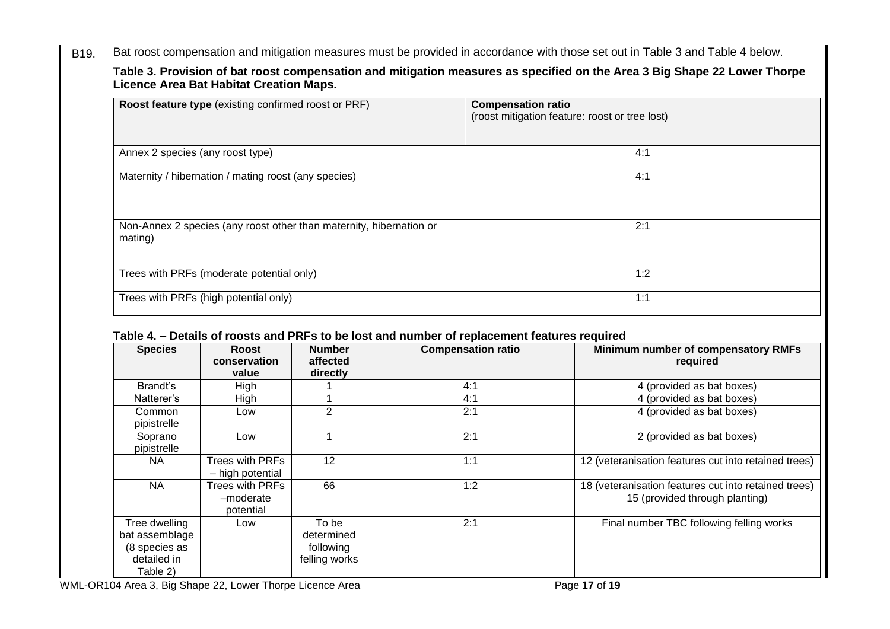B19. Bat roost compensation and mitigation measures must be provided in accordance with those set out in Table 3 and Table 4 below.

**Table 3. Provision of bat roost compensation and mitigation measures as specified on the Area 3 Big Shape 22 Lower Thorpe Licence Area Bat Habitat Creation Maps.**

| **Roost feature type** (existing confirmed roost or PRF) | **Compensation ratio** (roost mitigation feature: roost or tree lost) |
|---|---|
| Annex 2 species (any roost type) | 4:1 |
| Maternity / hibernation / mating roost (any species) | 4:1 |
| Non-Annex 2 species (any roost other than maternity, hibernation or mating) | 2:1 |
| Trees with PRFs (moderate potential only) | 1:2 |
| Trees with PRFs (high potential only) | 1:1 |

**Table 4. – Details of roosts and PRFs to be lost and number of replacement features required**

| **Species** | **Roost conservation value** | **Number affected directly** | **Compensation ratio** | **Minimum number of compensatory RMFs required** |
|---|---|---|---|---|
| Brandt's | High | 1 | 4:1 | 4 (provided as bat boxes) |
| Natterer's | High | 1 | 4:1 | 4 (provided as bat boxes) |
| Common pipistrelle | Low | 2 | 2:1 | 4 (provided as bat boxes) |
| Soprano pipistrelle | Low | 1 | 2:1 | 2 (provided as bat boxes) |
| NA | Trees with PRFs – high potential | 12 | 1:1 | 12 (veteranisation features cut into retained trees) |
| NA | Trees with PRFs –moderate potential | 66 | 1:2 | 18 (veteranisation features cut into retained trees) 15 (provided through planting) |
| Tree dwelling bat assemblage (8 species as detailed in Table 2) | Low | To be determined following felling works | 2:1 | Final number TBC following felling works |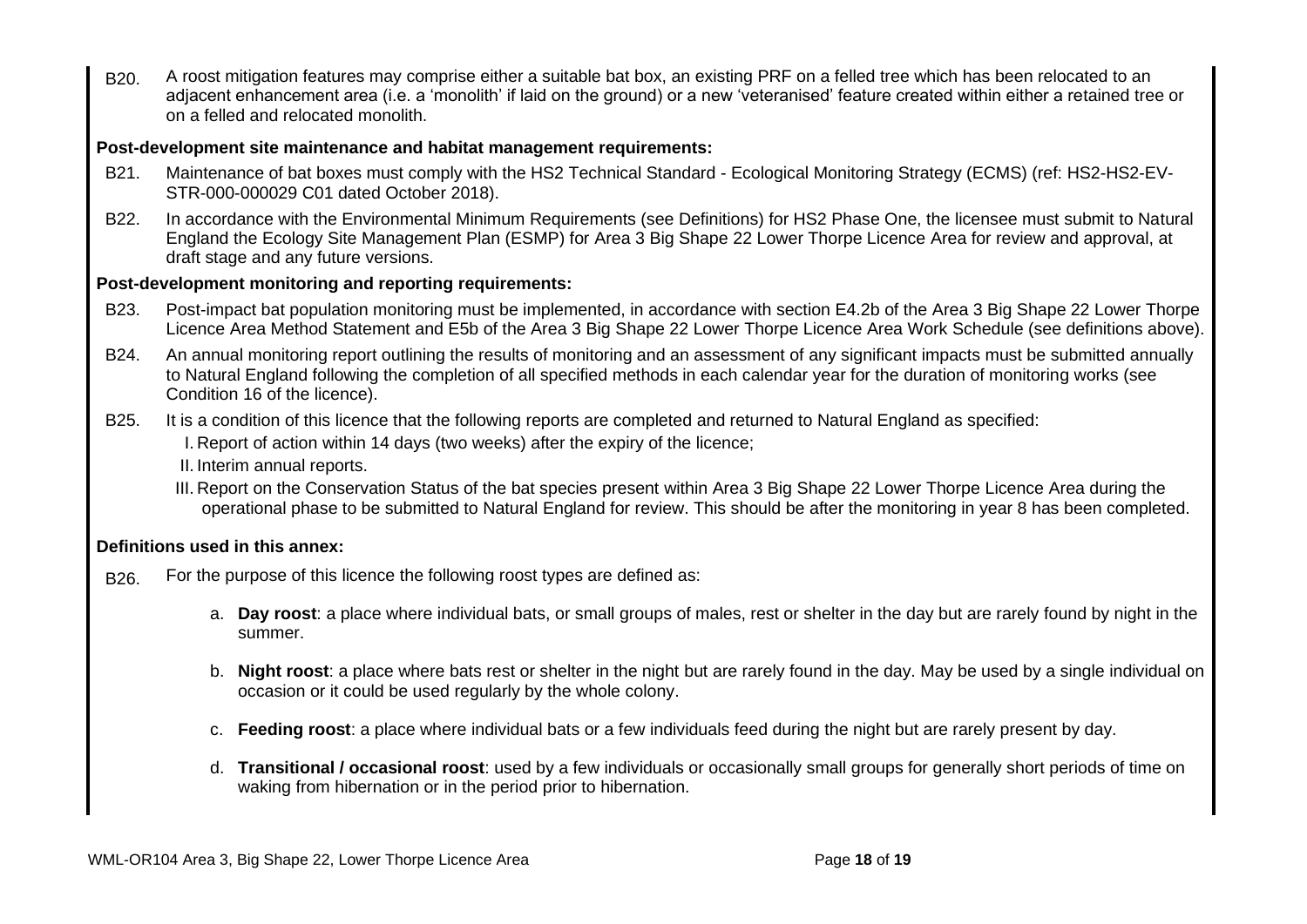B20. A roost mitigation features may comprise either a suitable bat box, an existing PRF on a felled tree which has been relocated to an adjacent enhancement area (i.e. a 'monolith' if laid on the ground) or a new 'veteranised' feature created within either a retained tree or on a felled and relocated monolith.

**Post-development site maintenance and habitat management requirements:**

B21. Maintenance of bat boxes must comply with the HS2 Technical Standard - Ecological Monitoring Strategy (ECMS) (ref: HS2-HS2-EV-STR-000-000029 C01 dated October 2018).

B22. In accordance with the Environmental Minimum Requirements (see Definitions) for HS2 Phase One, the licensee must submit to Natural England the Ecology Site Management Plan (ESMP) for Area 3 Big Shape 22 Lower Thorpe Licence Area for review and approval, at draft stage and any future versions.

**Post-development monitoring and reporting requirements:**

B23. Post-impact bat population monitoring must be implemented, in accordance with section E4.2b of the Area 3 Big Shape 22 Lower Thorpe Licence Area Method Statement and E5b of the Area 3 Big Shape 22 Lower Thorpe Licence Area Work Schedule (see definitions above).

B24. An annual monitoring report outlining the results of monitoring and an assessment of any significant impacts must be submitted annually to Natural England following the completion of all specified methods in each calendar year for the duration of monitoring works (see Condition 16 of the licence).

B25. It is a condition of this licence that the following reports are completed and returned to Natural England as specified:

I. Report of action within 14 days (two weeks) after the expiry of the licence;

II. Interim annual reports.

III. Report on the Conservation Status of the bat species present within Area 3 Big Shape 22 Lower Thorpe Licence Area during the operational phase to be submitted to Natural England for review. This should be after the monitoring in year 8 has been completed.

**Definitions used in this annex:**

B26. For the purpose of this licence the following roost types are defined as:

a. **Day roost**: a place where individual bats, or small groups of males, rest or shelter in the day but are rarely found by night in the summer.

b. **Night roost**: a place where bats rest or shelter in the night but are rarely found in the day. May be used by a single individual on occasion or it could be used regularly by the whole colony.

c. **Feeding roost**: a place where individual bats or a few individuals feed during the night but are rarely present by day.

d. **Transitional / occasional roost**: used by a few individuals or occasionally small groups for generally short periods of time on waking from hibernation or in the period prior to hibernation.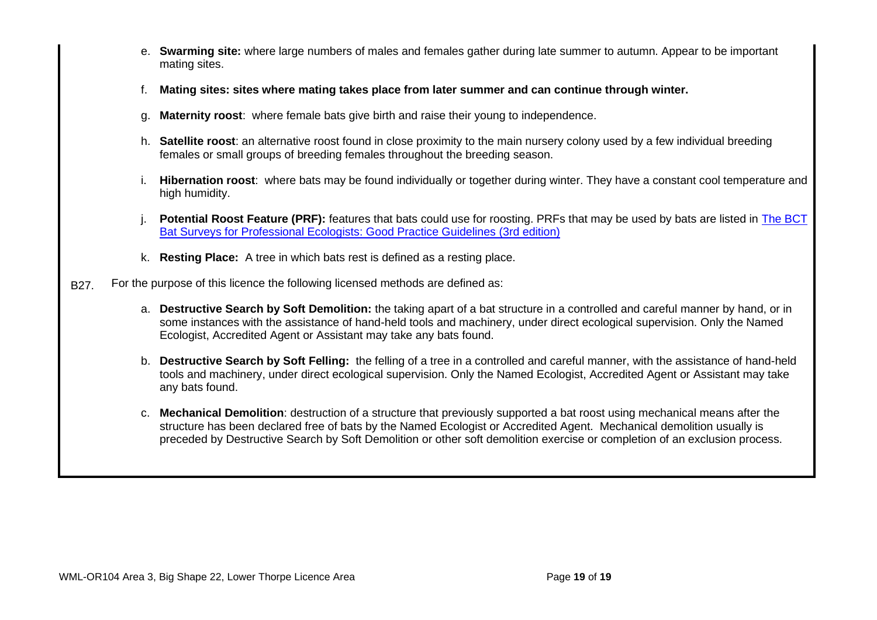e. **Swarming site:** where large numbers of males and females gather during late summer to autumn. Appear to be important mating sites.

f. **Mating sites: sites where mating takes place from later summer and can continue through winter.**

g. **Maternity roost**: where female bats give birth and raise their young to independence.

h. **Satellite roost**: an alternative roost found in close proximity to the main nursery colony used by a few individual breeding females or small groups of breeding females throughout the breeding season.

i. **Hibernation roost**: where bats may be found individually or together during winter. They have a constant cool temperature and high humidity.

j. **Potential Roost Feature (PRF):** features that bats could use for roosting. PRFs that may be used by bats are listed in [The BCT Bat Surveys for Professional Ecologists: Good Practice Guidelines (3rd edition)]

k. **Resting Place:** A tree in which bats rest is defined as a resting place.

B27. For the purpose of this licence the following licensed methods are defined as:

a. **Destructive Search by Soft Demolition:** the taking apart of a bat structure in a controlled and careful manner by hand, or in some instances with the assistance of hand-held tools and machinery, under direct ecological supervision. Only the Named Ecologist, Accredited Agent or Assistant may take any bats found.

b. **Destructive Search by Soft Felling:** the felling of a tree in a controlled and careful manner, with the assistance of hand-held tools and machinery, under direct ecological supervision. Only the Named Ecologist, Accredited Agent or Assistant may take any bats found.

c. **Mechanical Demolition**: destruction of a structure that previously supported a bat roost using mechanical means after the structure has been declared free of bats by the Named Ecologist or Accredited Agent. Mechanical demolition usually is preceded by Destructive Search by Soft Demolition or other soft demolition exercise or completion of an exclusion process.